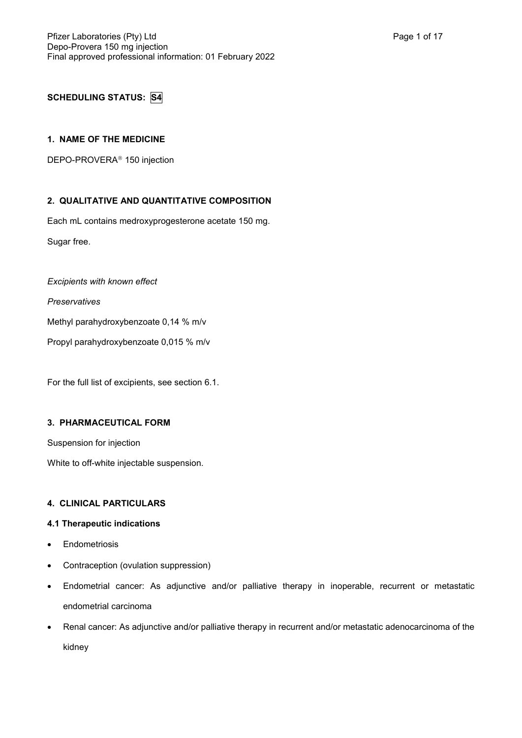**SCHEDULING STATUS: S4**

## 1. NAME OF THE MEDICINE

DEPO-PROVERA® 150 injection

## 2. QUALITATIVE AND QUANTITATIVE COMPOSITION

Each mL contains medroxyprogesterone acetate 150 mg.

Sugar free.

*Excipients with known effect*

*Preservatives*

Methyl parahydroxybenzoate 0,14 % m/v

Propyl parahydroxybenzoate 0,015 % m/v

For the full list of excipients, see section 6.1.

## 3. PHARMACEUTICAL FORM

Suspension for injection

White to off-white injectable suspension.

## 4. CLINICAL PARTICULARS

### 4.1 Therapeutic indications

- Endometriosis
- Contraception (ovulation suppression)
- Endometrial cancer: As adjunctive and/or palliative therapy in inoperable, recurrent or metastatic endometrial carcinoma
- Renal cancer: As adjunctive and/or palliative therapy in recurrent and/or metastatic adenocarcinoma of the kidney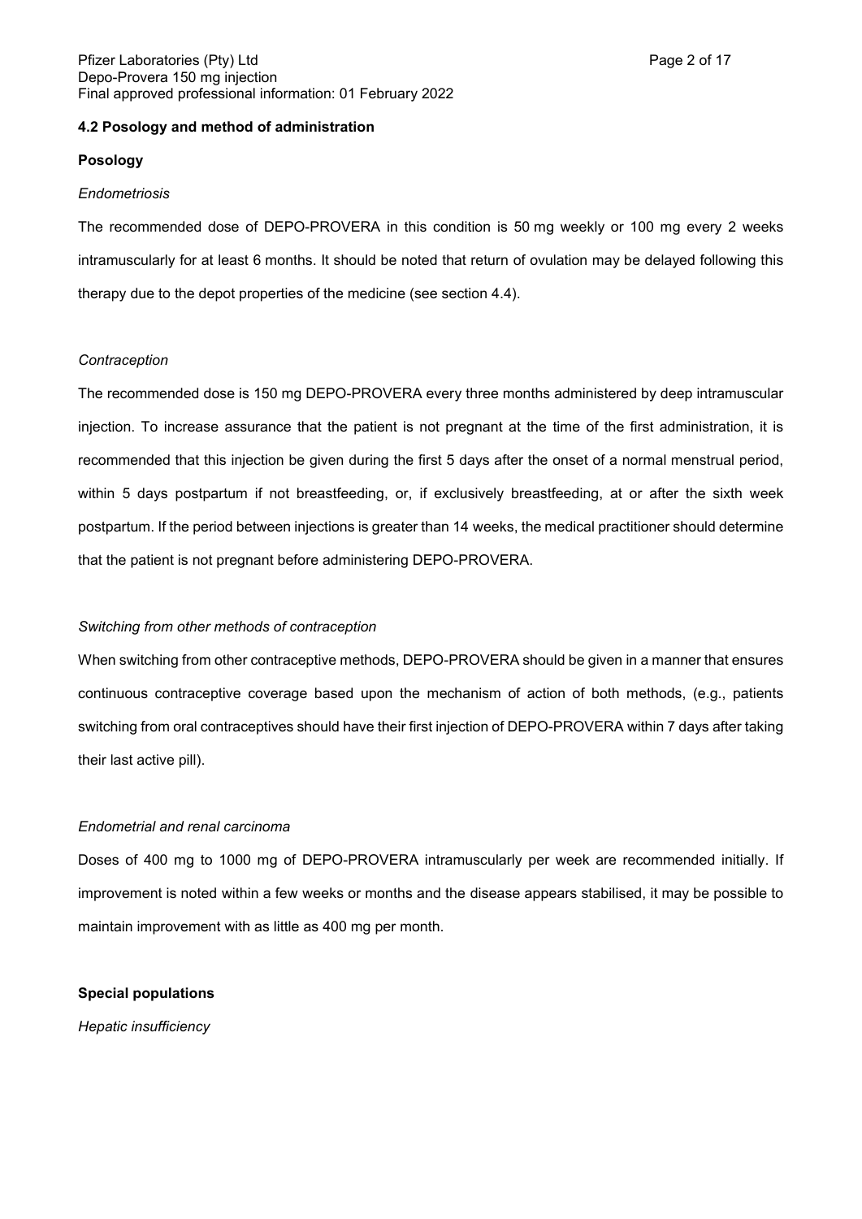#### 4.2 Posology and method of administration

**Posology**

*Endometriosis*

The recommended dose of DEPO-PROVERA in this condition is 50 mg weekly or 100 mg every 2 weeks intramuscularly for at least 6 months. It should be noted that return of ovulation may be delayed following this therapy due to the depot properties of the medicine (see section 4.4).

*Contraception*

The recommended dose is 150 mg DEPO-PROVERA every three months administered by deep intramuscular injection. To increase assurance that the patient is not pregnant at the time of the first administration, it is recommended that this injection be given during the first 5 days after the onset of a normal menstrual period, within 5 days postpartum if not breastfeeding, or, if exclusively breastfeeding, at or after the sixth week postpartum. If the period between injections is greater than 14 weeks, the medical practitioner should determine that the patient is not pregnant before administering DEPO-PROVERA.

*Switching from other methods of contraception*

When switching from other contraceptive methods, DEPO-PROVERA should be given in a manner that ensures continuous contraceptive coverage based upon the mechanism of action of both methods, (e.g., patients switching from oral contraceptives should have their first injection of DEPO-PROVERA within 7 days after taking their last active pill).

*Endometrial and renal carcinoma*

Doses of 400 mg to 1000 mg of DEPO-PROVERA intramuscularly per week are recommended initially. If improvement is noted within a few weeks or months and the disease appears stabilised, it may be possible to maintain improvement with as little as 400 mg per month.

**Special populations**

*Hepatic insufficiency*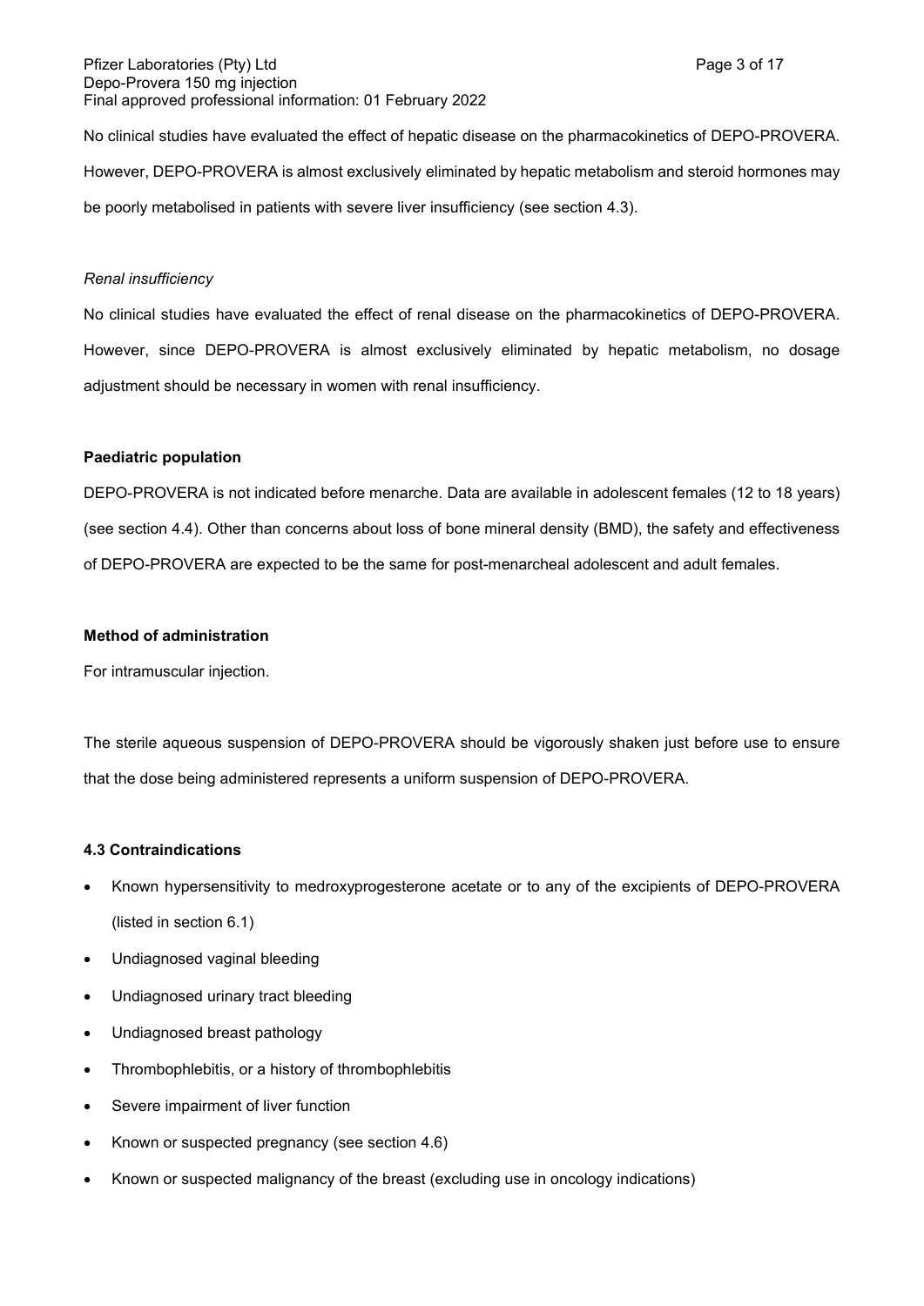No clinical studies have evaluated the effect of hepatic disease on the pharmacokinetics of DEPO-PROVERA. However, DEPO-PROVERA is almost exclusively eliminated by hepatic metabolism and steroid hormones may be poorly metabolised in patients with severe liver insufficiency (see section 4.3).

*Renal insufficiency*

No clinical studies have evaluated the effect of renal disease on the pharmacokinetics of DEPO-PROVERA. However, since DEPO-PROVERA is almost exclusively eliminated by hepatic metabolism, no dosage adjustment should be necessary in women with renal insufficiency.

**Paediatric population**

DEPO-PROVERA is not indicated before menarche. Data are available in adolescent females (12 to 18 years) (see section 4.4). Other than concerns about loss of bone mineral density (BMD), the safety and effectiveness of DEPO-PROVERA are expected to be the same for post-menarcheal adolescent and adult females.

**Method of administration**

For intramuscular injection.

The sterile aqueous suspension of DEPO-PROVERA should be vigorously shaken just before use to ensure that the dose being administered represents a uniform suspension of DEPO-PROVERA.

**4.3 Contraindications**

- Known hypersensitivity to medroxyprogesterone acetate or to any of the excipients of DEPO-PROVERA (listed in section 6.1)
- Undiagnosed vaginal bleeding
- Undiagnosed urinary tract bleeding
- Undiagnosed breast pathology
- Thrombophlebitis, or a history of thrombophlebitis
- Severe impairment of liver function
- Known or suspected pregnancy (see section 4.6)
- Known or suspected malignancy of the breast (excluding use in oncology indications)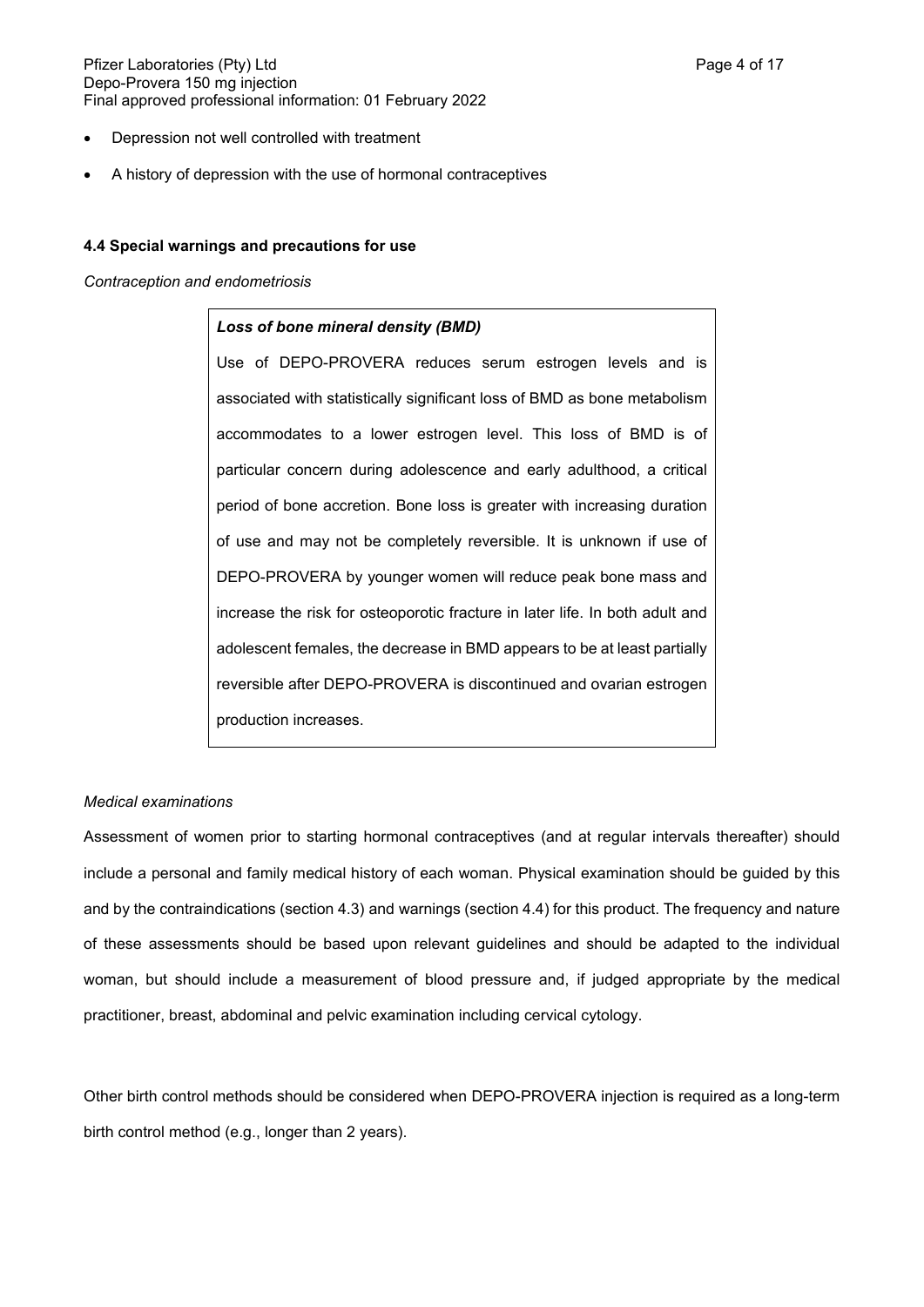- Depression not well controlled with treatment
- A history of depression with the use of hormonal contraceptives

### 4.4 Special warnings and precautions for use

*Contraception and endometriosis*

> ***Loss of bone mineral density (BMD)***
>
> Use of DEPO-PROVERA reduces serum estrogen levels and is associated with statistically significant loss of BMD as bone metabolism accommodates to a lower estrogen level. This loss of BMD is of particular concern during adolescence and early adulthood, a critical period of bone accretion. Bone loss is greater with increasing duration of use and may not be completely reversible. It is unknown if use of DEPO-PROVERA by younger women will reduce peak bone mass and increase the risk for osteoporotic fracture in later life. In both adult and adolescent females, the decrease in BMD appears to be at least partially reversible after DEPO-PROVERA is discontinued and ovarian estrogen production increases.

*Medical examinations*

Assessment of women prior to starting hormonal contraceptives (and at regular intervals thereafter) should include a personal and family medical history of each woman. Physical examination should be guided by this and by the contraindications (section 4.3) and warnings (section 4.4) for this product. The frequency and nature of these assessments should be based upon relevant guidelines and should be adapted to the individual woman, but should include a measurement of blood pressure and, if judged appropriate by the medical practitioner, breast, abdominal and pelvic examination including cervical cytology.

Other birth control methods should be considered when DEPO-PROVERA injection is required as a long-term birth control method (e.g., longer than 2 years).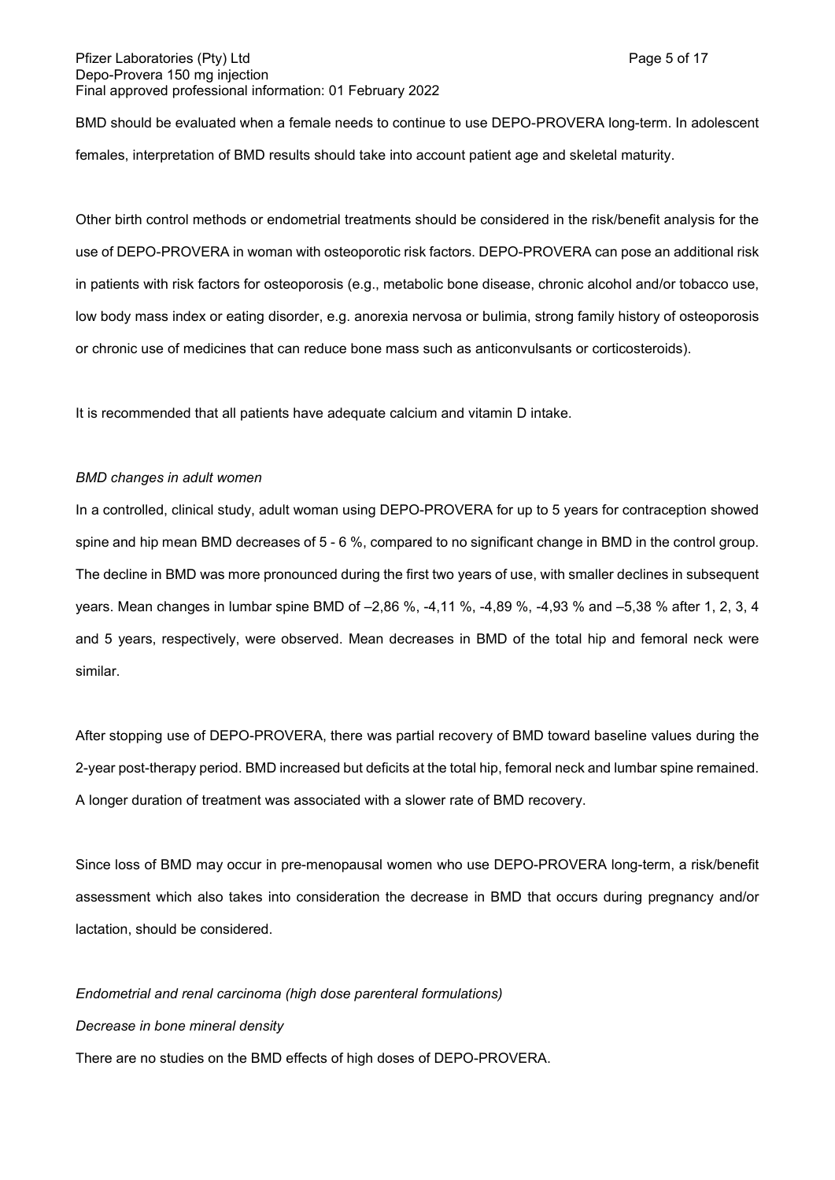BMD should be evaluated when a female needs to continue to use DEPO-PROVERA long-term. In adolescent females, interpretation of BMD results should take into account patient age and skeletal maturity.

Other birth control methods or endometrial treatments should be considered in the risk/benefit analysis for the use of DEPO-PROVERA in woman with osteoporotic risk factors. DEPO-PROVERA can pose an additional risk in patients with risk factors for osteoporosis (e.g., metabolic bone disease, chronic alcohol and/or tobacco use, low body mass index or eating disorder, e.g. anorexia nervosa or bulimia, strong family history of osteoporosis or chronic use of medicines that can reduce bone mass such as anticonvulsants or corticosteroids).

It is recommended that all patients have adequate calcium and vitamin D intake.

*BMD changes in adult women*

In a controlled, clinical study, adult woman using DEPO-PROVERA for up to 5 years for contraception showed spine and hip mean BMD decreases of 5 - 6 %, compared to no significant change in BMD in the control group. The decline in BMD was more pronounced during the first two years of use, with smaller declines in subsequent years. Mean changes in lumbar spine BMD of –2,86 %, -4,11 %, -4,89 %, -4,93 % and –5,38 % after 1, 2, 3, 4 and 5 years, respectively, were observed. Mean decreases in BMD of the total hip and femoral neck were similar.

After stopping use of DEPO-PROVERA, there was partial recovery of BMD toward baseline values during the 2-year post-therapy period. BMD increased but deficits at the total hip, femoral neck and lumbar spine remained. A longer duration of treatment was associated with a slower rate of BMD recovery.

Since loss of BMD may occur in pre-menopausal women who use DEPO-PROVERA long-term, a risk/benefit assessment which also takes into consideration the decrease in BMD that occurs during pregnancy and/or lactation, should be considered.

*Endometrial and renal carcinoma (high dose parenteral formulations)*

*Decrease in bone mineral density*

There are no studies on the BMD effects of high doses of DEPO-PROVERA.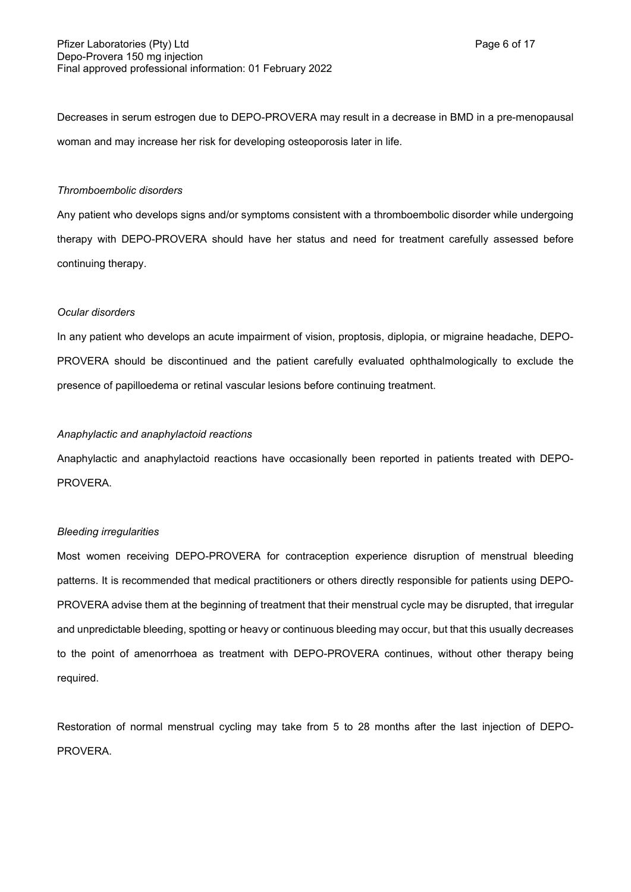Decreases in serum estrogen due to DEPO-PROVERA may result in a decrease in BMD in a pre-menopausal woman and may increase her risk for developing osteoporosis later in life.

*Thromboembolic disorders*

Any patient who develops signs and/or symptoms consistent with a thromboembolic disorder while undergoing therapy with DEPO-PROVERA should have her status and need for treatment carefully assessed before continuing therapy.

*Ocular disorders*

In any patient who develops an acute impairment of vision, proptosis, diplopia, or migraine headache, DEPO-PROVERA should be discontinued and the patient carefully evaluated ophthalmologically to exclude the presence of papilloedema or retinal vascular lesions before continuing treatment.

*Anaphylactic and anaphylactoid reactions*

Anaphylactic and anaphylactoid reactions have occasionally been reported in patients treated with DEPO-PROVERA.

*Bleeding irregularities*

Most women receiving DEPO-PROVERA for contraception experience disruption of menstrual bleeding patterns. It is recommended that medical practitioners or others directly responsible for patients using DEPO-PROVERA advise them at the beginning of treatment that their menstrual cycle may be disrupted, that irregular and unpredictable bleeding, spotting or heavy or continuous bleeding may occur, but that this usually decreases to the point of amenorrhoea as treatment with DEPO-PROVERA continues, without other therapy being required.

Restoration of normal menstrual cycling may take from 5 to 28 months after the last injection of DEPO-PROVERA.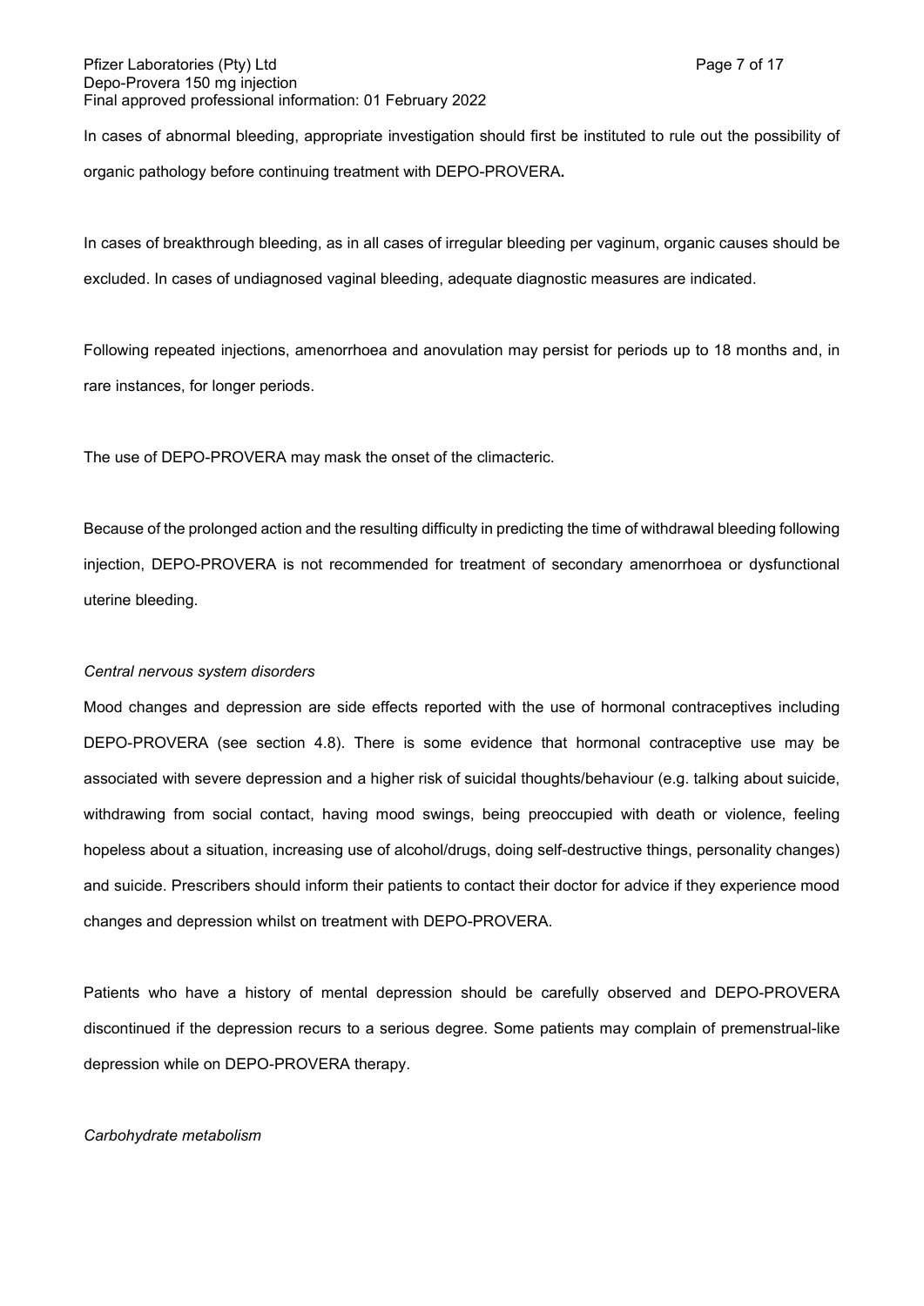In cases of abnormal bleeding, appropriate investigation should first be instituted to rule out the possibility of organic pathology before continuing treatment with DEPO-PROVERA**.**

In cases of breakthrough bleeding, as in all cases of irregular bleeding per vaginum, organic causes should be excluded. In cases of undiagnosed vaginal bleeding, adequate diagnostic measures are indicated.

Following repeated injections, amenorrhoea and anovulation may persist for periods up to 18 months and, in rare instances, for longer periods.

The use of DEPO-PROVERA may mask the onset of the climacteric.

Because of the prolonged action and the resulting difficulty in predicting the time of withdrawal bleeding following injection, DEPO-PROVERA is not recommended for treatment of secondary amenorrhoea or dysfunctional uterine bleeding.

*Central nervous system disorders*

Mood changes and depression are side effects reported with the use of hormonal contraceptives including DEPO-PROVERA (see section 4.8). There is some evidence that hormonal contraceptive use may be associated with severe depression and a higher risk of suicidal thoughts/behaviour (e.g. talking about suicide, withdrawing from social contact, having mood swings, being preoccupied with death or violence, feeling hopeless about a situation, increasing use of alcohol/drugs, doing self-destructive things, personality changes) and suicide. Prescribers should inform their patients to contact their doctor for advice if they experience mood changes and depression whilst on treatment with DEPO-PROVERA.

Patients who have a history of mental depression should be carefully observed and DEPO-PROVERA discontinued if the depression recurs to a serious degree. Some patients may complain of premenstrual-like depression while on DEPO-PROVERA therapy.

*Carbohydrate metabolism*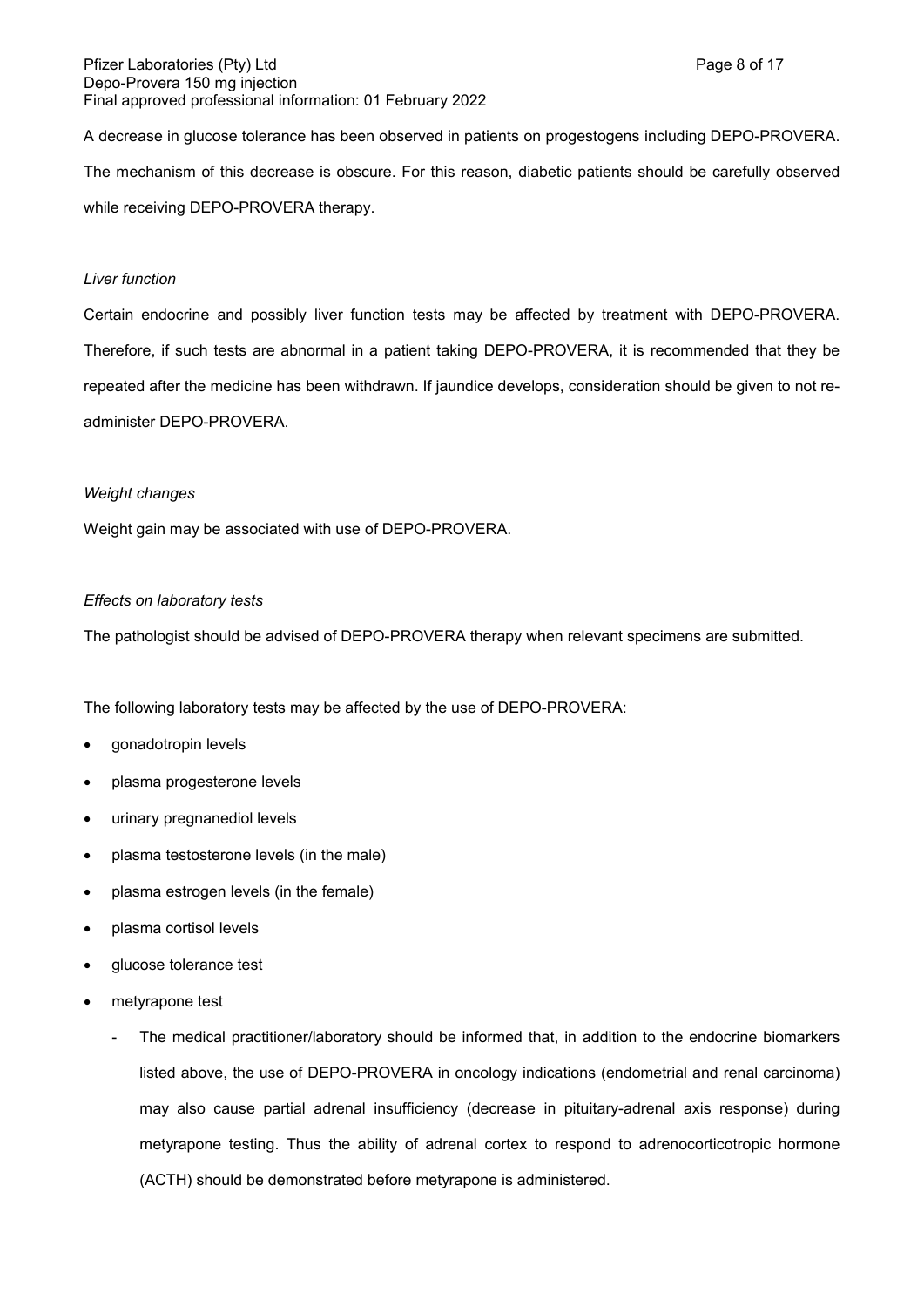A decrease in glucose tolerance has been observed in patients on progestogens including DEPO-PROVERA. The mechanism of this decrease is obscure. For this reason, diabetic patients should be carefully observed while receiving DEPO-PROVERA therapy.

*Liver function*

Certain endocrine and possibly liver function tests may be affected by treatment with DEPO-PROVERA. Therefore, if such tests are abnormal in a patient taking DEPO-PROVERA, it is recommended that they be repeated after the medicine has been withdrawn. If jaundice develops, consideration should be given to not re-administer DEPO-PROVERA.

*Weight changes*

Weight gain may be associated with use of DEPO-PROVERA.

*Effects on laboratory tests*

The pathologist should be advised of DEPO-PROVERA therapy when relevant specimens are submitted.

The following laboratory tests may be affected by the use of DEPO-PROVERA:

- gonadotropin levels
- plasma progesterone levels
- urinary pregnanediol levels
- plasma testosterone levels (in the male)
- plasma estrogen levels (in the female)
- plasma cortisol levels
- glucose tolerance test
- metyrapone test
    - The medical practitioner/laboratory should be informed that, in addition to the endocrine biomarkers listed above, the use of DEPO-PROVERA in oncology indications (endometrial and renal carcinoma) may also cause partial adrenal insufficiency (decrease in pituitary-adrenal axis response) during metyrapone testing. Thus the ability of adrenal cortex to respond to adrenocorticotropic hormone (ACTH) should be demonstrated before metyrapone is administered.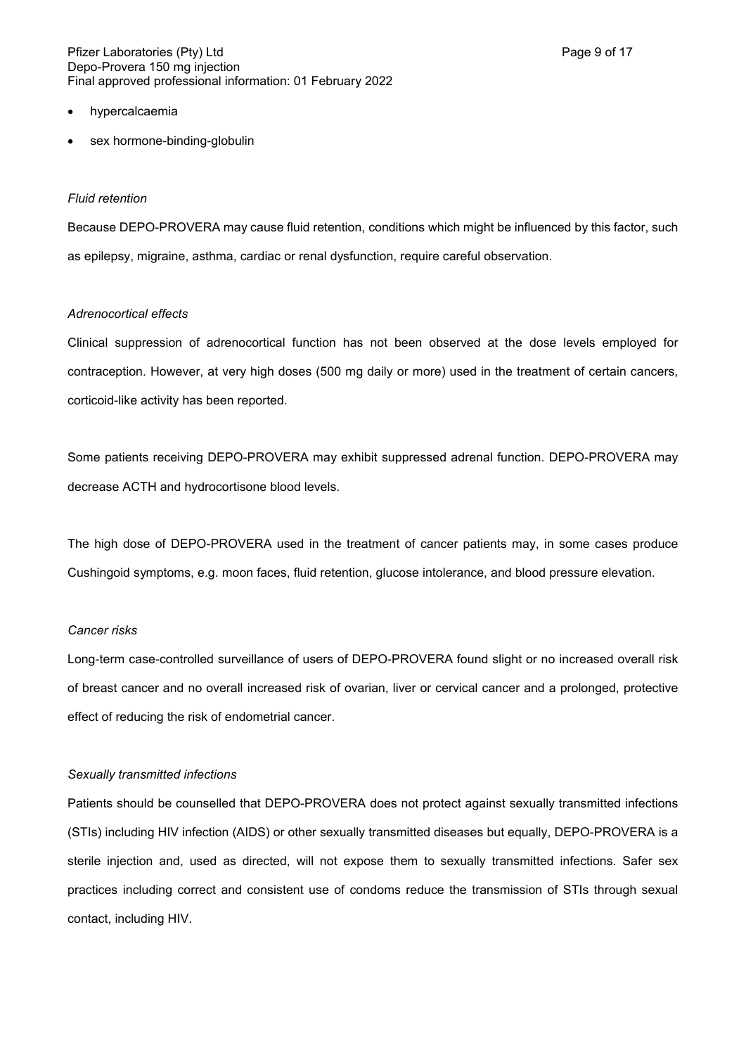- hypercalcaemia
- sex hormone-binding-globulin

*Fluid retention*

Because DEPO-PROVERA may cause fluid retention, conditions which might be influenced by this factor, such as epilepsy, migraine, asthma, cardiac or renal dysfunction, require careful observation.

*Adrenocortical effects*

Clinical suppression of adrenocortical function has not been observed at the dose levels employed for contraception. However, at very high doses (500 mg daily or more) used in the treatment of certain cancers, corticoid-like activity has been reported.

Some patients receiving DEPO-PROVERA may exhibit suppressed adrenal function. DEPO-PROVERA may decrease ACTH and hydrocortisone blood levels.

The high dose of DEPO-PROVERA used in the treatment of cancer patients may, in some cases produce Cushingoid symptoms, e.g. moon faces, fluid retention, glucose intolerance, and blood pressure elevation.

*Cancer risks*

Long-term case-controlled surveillance of users of DEPO-PROVERA found slight or no increased overall risk of breast cancer and no overall increased risk of ovarian, liver or cervical cancer and a prolonged, protective effect of reducing the risk of endometrial cancer.

*Sexually transmitted infections*

Patients should be counselled that DEPO-PROVERA does not protect against sexually transmitted infections (STIs) including HIV infection (AIDS) or other sexually transmitted diseases but equally, DEPO-PROVERA is a sterile injection and, used as directed, will not expose them to sexually transmitted infections. Safer sex practices including correct and consistent use of condoms reduce the transmission of STIs through sexual contact, including HIV.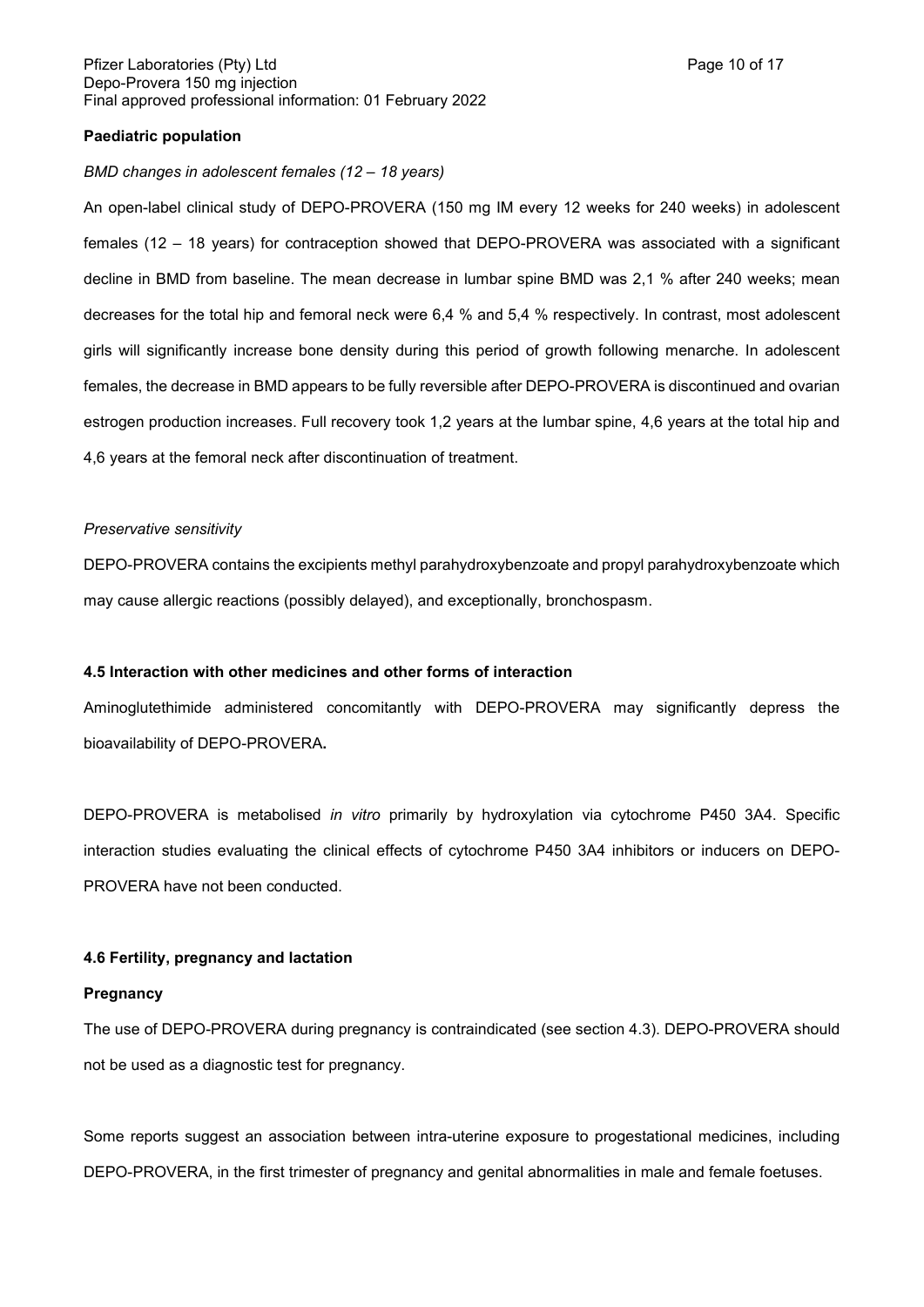**Paediatric population**

*BMD changes in adolescent females (12 – 18 years)*

An open-label clinical study of DEPO-PROVERA (150 mg IM every 12 weeks for 240 weeks) in adolescent females (12 – 18 years) for contraception showed that DEPO-PROVERA was associated with a significant decline in BMD from baseline. The mean decrease in lumbar spine BMD was 2,1 % after 240 weeks; mean decreases for the total hip and femoral neck were 6,4 % and 5,4 % respectively. In contrast, most adolescent girls will significantly increase bone density during this period of growth following menarche. In adolescent females, the decrease in BMD appears to be fully reversible after DEPO-PROVERA is discontinued and ovarian estrogen production increases. Full recovery took 1,2 years at the lumbar spine, 4,6 years at the total hip and 4,6 years at the femoral neck after discontinuation of treatment.

*Preservative sensitivity*

DEPO-PROVERA contains the excipients methyl parahydroxybenzoate and propyl parahydroxybenzoate which may cause allergic reactions (possibly delayed), and exceptionally, bronchospasm.

**4.5 Interaction with other medicines and other forms of interaction**

Aminoglutethimide administered concomitantly with DEPO-PROVERA may significantly depress the bioavailability of DEPO-PROVERA**.**

DEPO-PROVERA is metabolised *in vitro* primarily by hydroxylation via cytochrome P450 3A4. Specific interaction studies evaluating the clinical effects of cytochrome P450 3A4 inhibitors or inducers on DEPO-PROVERA have not been conducted.

**4.6 Fertility, pregnancy and lactation**

**Pregnancy**

The use of DEPO-PROVERA during pregnancy is contraindicated (see section 4.3). DEPO-PROVERA should not be used as a diagnostic test for pregnancy.

Some reports suggest an association between intra-uterine exposure to progestational medicines, including DEPO-PROVERA, in the first trimester of pregnancy and genital abnormalities in male and female foetuses.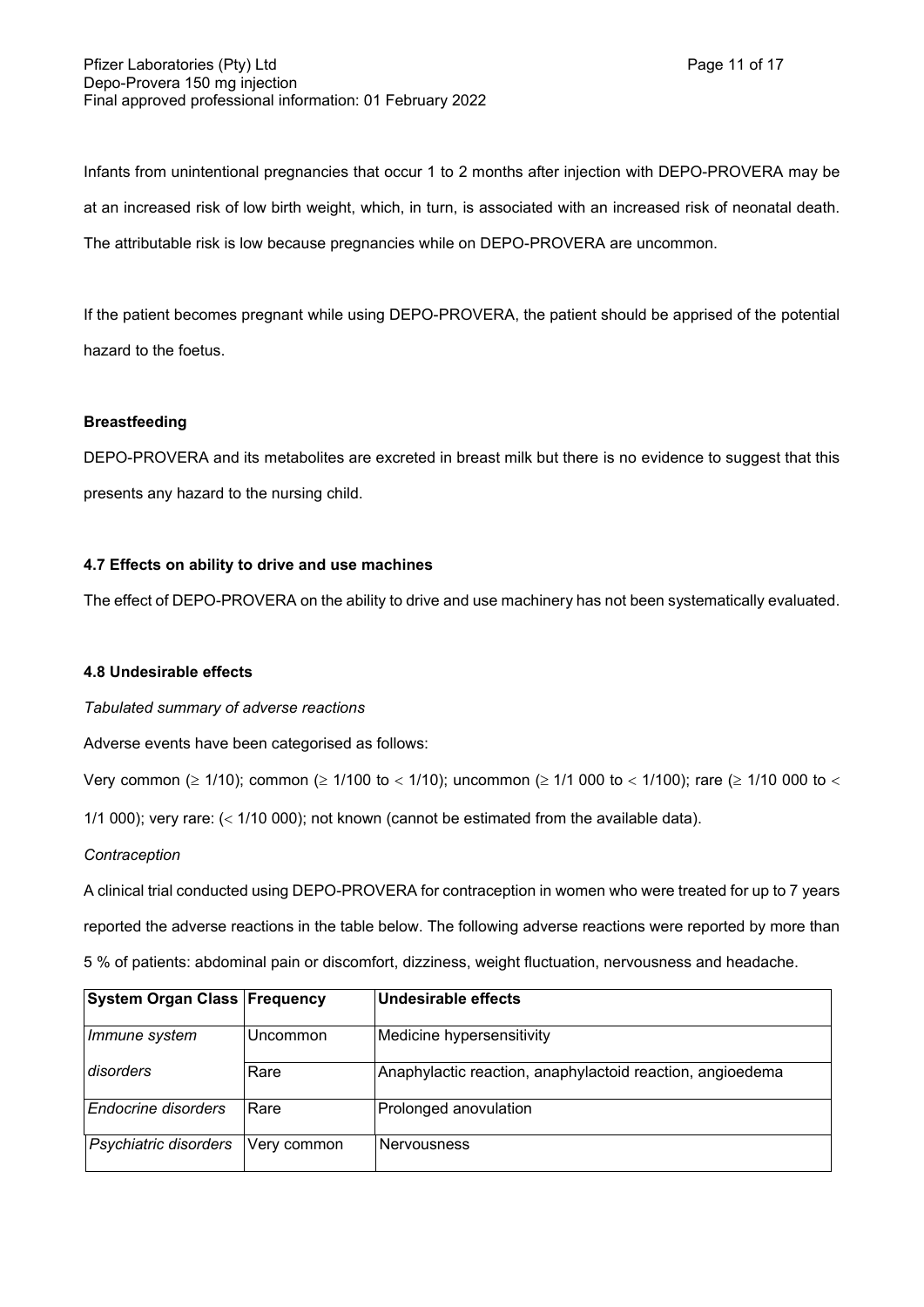Infants from unintentional pregnancies that occur 1 to 2 months after injection with DEPO-PROVERA may be at an increased risk of low birth weight, which, in turn, is associated with an increased risk of neonatal death. The attributable risk is low because pregnancies while on DEPO-PROVERA are uncommon.

If the patient becomes pregnant while using DEPO-PROVERA, the patient should be apprised of the potential hazard to the foetus.

**Breastfeeding**

DEPO-PROVERA and its metabolites are excreted in breast milk but there is no evidence to suggest that this presents any hazard to the nursing child.

### 4.7 Effects on ability to drive and use machines

The effect of DEPO-PROVERA on the ability to drive and use machinery has not been systematically evaluated.

### 4.8 Undesirable effects

*Tabulated summary of adverse reactions*

Adverse events have been categorised as follows:

Very common (≥ 1/10); common (≥ 1/100 to < 1/10); uncommon (≥ 1/1 000 to < 1/100); rare (≥ 1/10 000 to < 1/1 000); very rare: (< 1/10 000); not known (cannot be estimated from the available data).

*Contraception*

A clinical trial conducted using DEPO-PROVERA for contraception in women who were treated for up to 7 years reported the adverse reactions in the table below. The following adverse reactions were reported by more than 5 % of patients: abdominal pain or discomfort, dizziness, weight fluctuation, nervousness and headache.

| System Organ Class | Frequency | Undesirable effects |
|---|---|---|
| *Immune system disorders* | Uncommon | Medicine hypersensitivity |
| | Rare | Anaphylactic reaction, anaphylactoid reaction, angioedema |
| *Endocrine disorders* | Rare | Prolonged anovulation |
| *Psychiatric disorders* | Very common | Nervousness |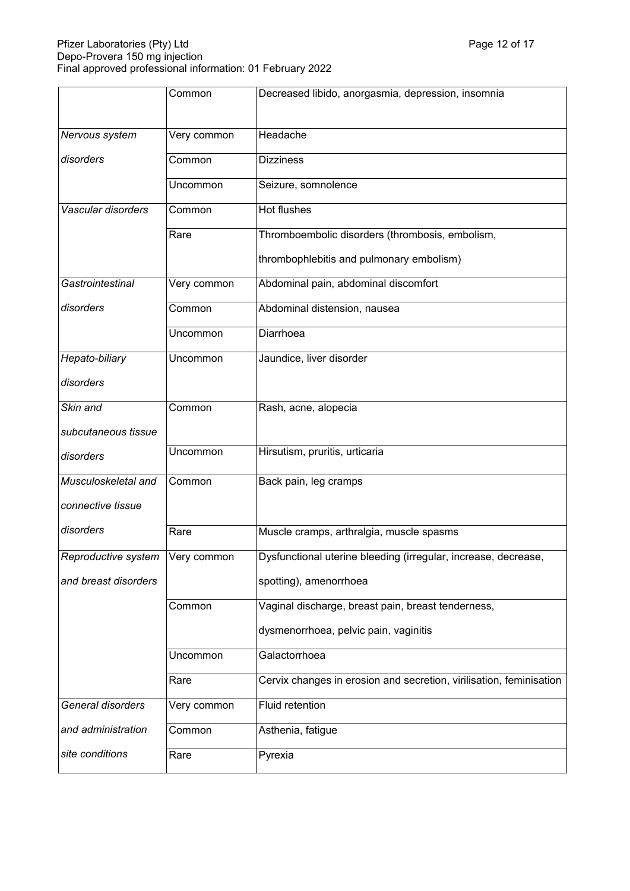| | | |
|---|---|---|
| | Common | Decreased libido, anorgasmia, depression, insomnia |
| *Nervous system disorders* | Very common | Headache |
| | Common | Dizziness |
| | Uncommon | Seizure, somnolence |
| *Vascular disorders* | Common | Hot flushes |
| | Rare | Thromboembolic disorders (thrombosis, embolism, thrombophlebitis and pulmonary embolism) |
| *Gastrointestinal disorders* | Very common | Abdominal pain, abdominal discomfort |
| | Common | Abdominal distension, nausea |
| | Uncommon | Diarrhoea |
| *Hepato-biliary disorders* | Uncommon | Jaundice, liver disorder |
| *Skin and subcutaneous tissue disorders* | Common | Rash, acne, alopecia |
| | Uncommon | Hirsutism, pruritis, urticaria |
| *Musculoskeletal and connective tissue disorders* | Common | Back pain, leg cramps |
| | Rare | Muscle cramps, arthralgia, muscle spasms |
| *Reproductive system and breast disorders* | Very common | Dysfunctional uterine bleeding (irregular, increase, decrease, spotting), amenorrhoea |
| | Common | Vaginal discharge, breast pain, breast tenderness, dysmenorrhoea, pelvic pain, vaginitis |
| | Uncommon | Galactorrhoea |
| | Rare | Cervix changes in erosion and secretion, virilisation, feminisation |
| *General disorders and administration site conditions* | Very common | Fluid retention |
| | Common | Asthenia, fatigue |
| | Rare | Pyrexia |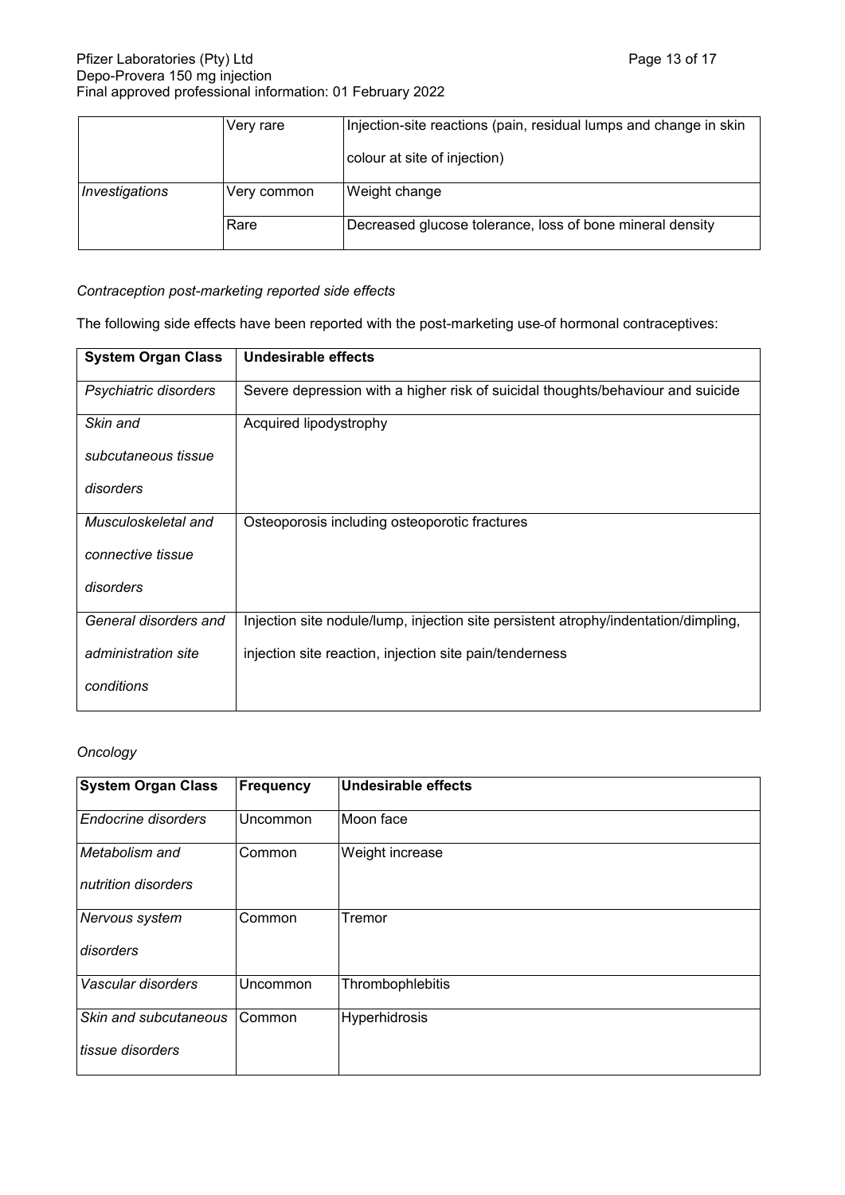| | Very rare | Injection-site reactions (pain, residual lumps and change in skin colour at site of injection) |
|---|---|---|
| *Investigations* | Very common | Weight change |
| | Rare | Decreased glucose tolerance, loss of bone mineral density |

*Contraception post-marketing reported side effects*

The following side effects have been reported with the post-marketing use of hormonal contraceptives:

| System Organ Class | Undesirable effects |
|---|---|
| *Psychiatric disorders* | Severe depression with a higher risk of suicidal thoughts/behaviour and suicide |
| *Skin and subcutaneous tissue disorders* | Acquired lipodystrophy |
| *Musculoskeletal and connective tissue disorders* | Osteoporosis including osteoporotic fractures |
| *General disorders and administration site conditions* | Injection site nodule/lump, injection site persistent atrophy/indentation/dimpling, injection site reaction, injection site pain/tenderness |

*Oncology*

| System Organ Class | Frequency | Undesirable effects |
|---|---|---|
| *Endocrine disorders* | Uncommon | Moon face |
| *Metabolism and nutrition disorders* | Common | Weight increase |
| *Nervous system disorders* | Common | Tremor |
| *Vascular disorders* | Uncommon | Thrombophlebitis |
| *Skin and subcutaneous tissue disorders* | Common | Hyperhidrosis |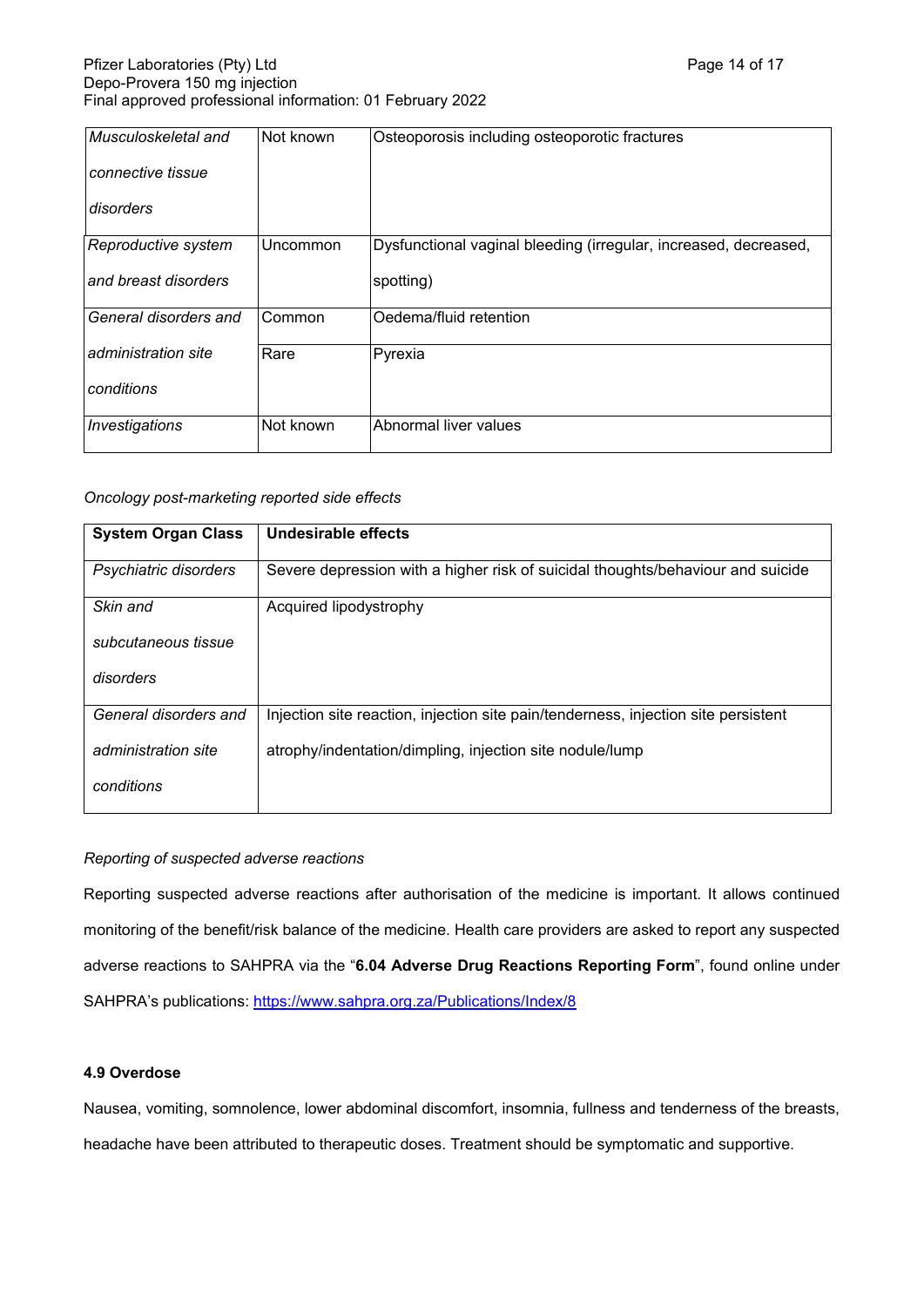| | | |
|---|---|---|
| *Musculoskeletal and connective tissue disorders* | Not known | Osteoporosis including osteoporotic fractures |
| *Reproductive system and breast disorders* | Uncommon | Dysfunctional vaginal bleeding (irregular, increased, decreased, spotting) |
| *General disorders and administration site conditions* | Common | Oedema/fluid retention |
| | Rare | Pyrexia |
| *Investigations* | Not known | Abnormal liver values |

*Oncology post-marketing reported side effects*

| **System Organ Class** | **Undesirable effects** |
|---|---|
| *Psychiatric disorders* | Severe depression with a higher risk of suicidal thoughts/behaviour and suicide |
| *Skin and subcutaneous tissue disorders* | Acquired lipodystrophy |
| *General disorders and administration site conditions* | Injection site reaction, injection site pain/tenderness, injection site persistent atrophy/indentation/dimpling, injection site nodule/lump |

*Reporting of suspected adverse reactions*

Reporting suspected adverse reactions after authorisation of the medicine is important. It allows continued monitoring of the benefit/risk balance of the medicine. Health care providers are asked to report any suspected adverse reactions to SAHPRA via the "**6.04 Adverse Drug Reactions Reporting Form**", found online under SAHPRA's publications: https://www.sahpra.org.za/Publications/Index/8

#### 4.9 Overdose

Nausea, vomiting, somnolence, lower abdominal discomfort, insomnia, fullness and tenderness of the breasts, headache have been attributed to therapeutic doses. Treatment should be symptomatic and supportive.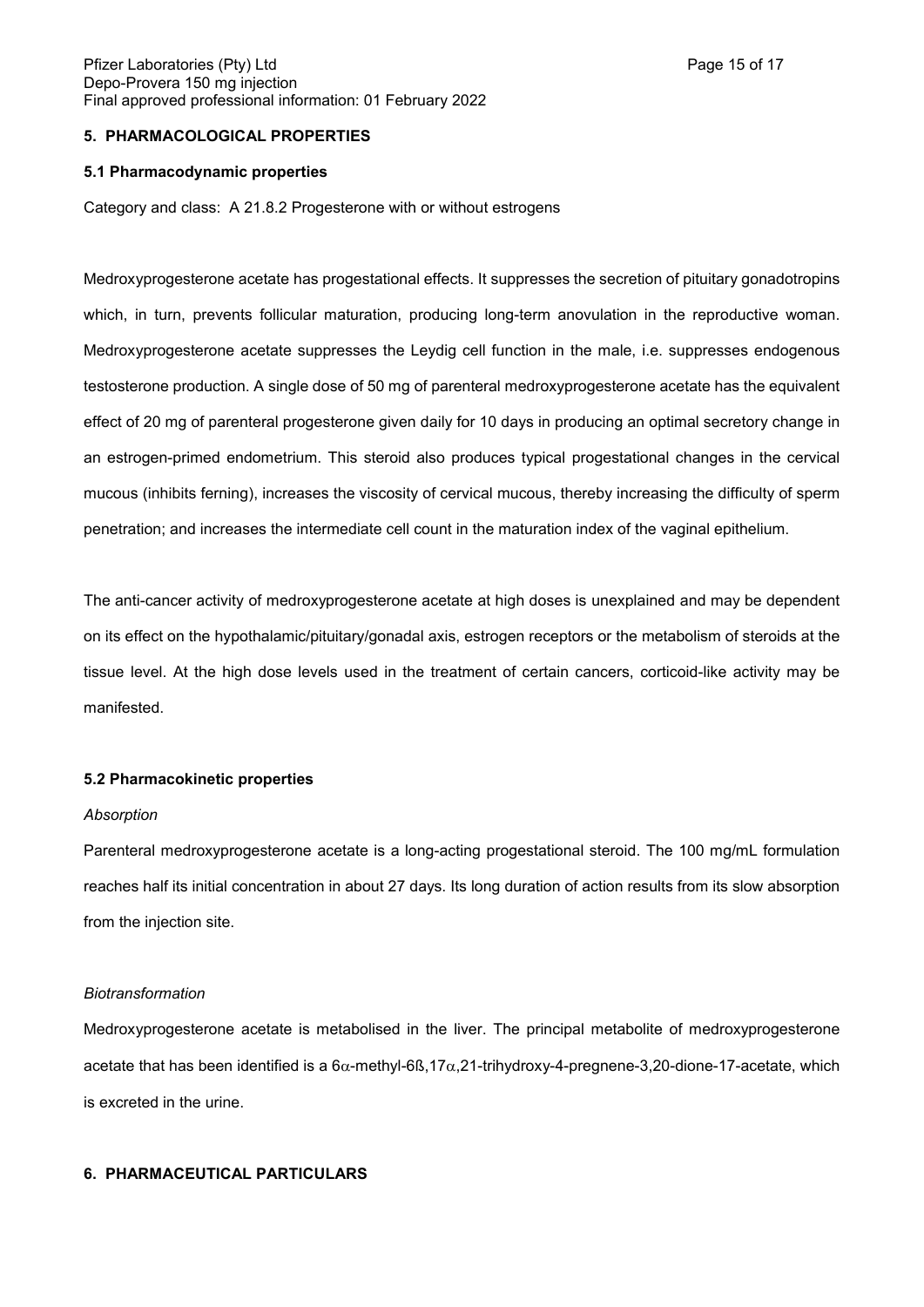## 5. PHARMACOLOGICAL PROPERTIES

### 5.1 Pharmacodynamic properties

Category and class: A 21.8.2 Progesterone with or without estrogens

Medroxyprogesterone acetate has progestational effects. It suppresses the secretion of pituitary gonadotropins which, in turn, prevents follicular maturation, producing long-term anovulation in the reproductive woman. Medroxyprogesterone acetate suppresses the Leydig cell function in the male, i.e. suppresses endogenous testosterone production. A single dose of 50 mg of parenteral medroxyprogesterone acetate has the equivalent effect of 20 mg of parenteral progesterone given daily for 10 days in producing an optimal secretory change in an estrogen-primed endometrium. This steroid also produces typical progestational changes in the cervical mucous (inhibits ferning), increases the viscosity of cervical mucous, thereby increasing the difficulty of sperm penetration; and increases the intermediate cell count in the maturation index of the vaginal epithelium.

The anti-cancer activity of medroxyprogesterone acetate at high doses is unexplained and may be dependent on its effect on the hypothalamic/pituitary/gonadal axis, estrogen receptors or the metabolism of steroids at the tissue level. At the high dose levels used in the treatment of certain cancers, corticoid-like activity may be manifested.

### 5.2 Pharmacokinetic properties

*Absorption*

Parenteral medroxyprogesterone acetate is a long-acting progestational steroid. The 100 mg/mL formulation reaches half its initial concentration in about 27 days. Its long duration of action results from its slow absorption from the injection site.

*Biotransformation*

Medroxyprogesterone acetate is metabolised in the liver. The principal metabolite of medroxyprogesterone acetate that has been identified is a 6α-methyl-6ß,17α,21-trihydroxy-4-pregnene-3,20-dione-17-acetate, which is excreted in the urine.

## 6. PHARMACEUTICAL PARTICULARS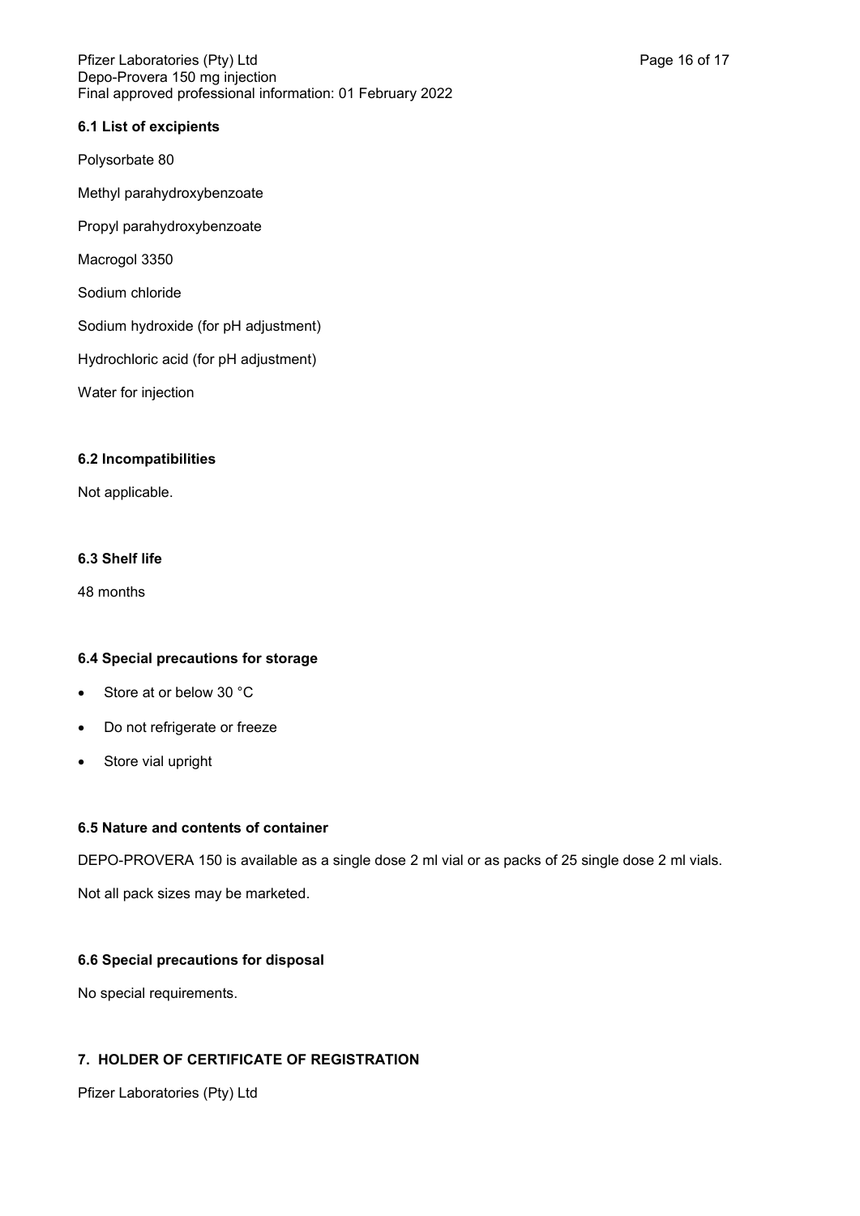### 6.1 List of excipients

Polysorbate 80

Methyl parahydroxybenzoate

Propyl parahydroxybenzoate

Macrogol 3350

Sodium chloride

Sodium hydroxide (for pH adjustment)

Hydrochloric acid (for pH adjustment)

Water for injection

### 6.2 Incompatibilities

Not applicable.

### 6.3 Shelf life

48 months

### 6.4 Special precautions for storage

- Store at or below 30 °C
- Do not refrigerate or freeze
- Store vial upright

### 6.5 Nature and contents of container

DEPO-PROVERA 150 is available as a single dose 2 ml vial or as packs of 25 single dose 2 ml vials.

Not all pack sizes may be marketed.

### 6.6 Special precautions for disposal

No special requirements.

## 7. HOLDER OF CERTIFICATE OF REGISTRATION

Pfizer Laboratories (Pty) Ltd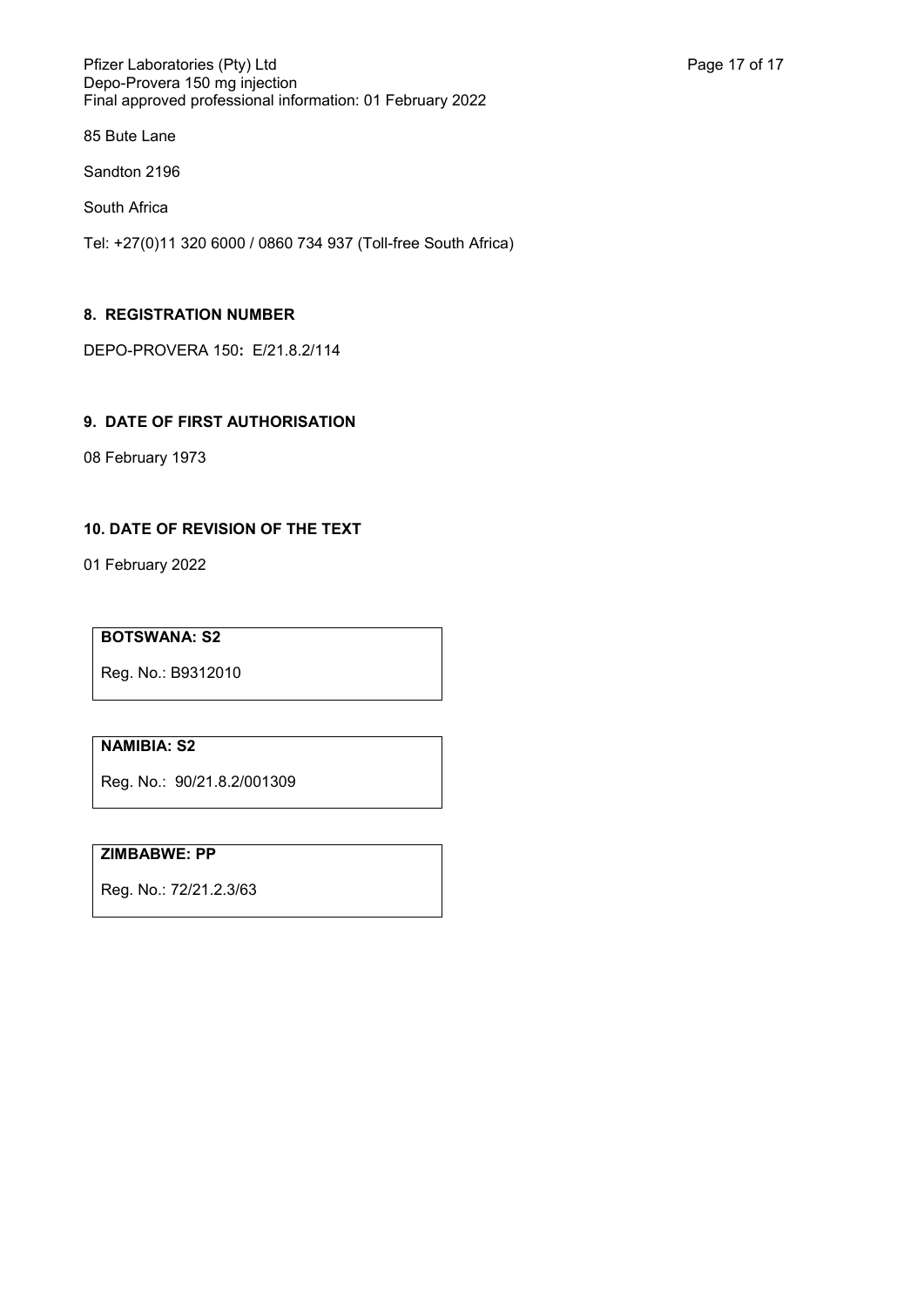85 Bute Lane

Sandton 2196

South Africa

Tel: +27(0)11 320 6000 / 0860 734 937 (Toll-free South Africa)

## 8. REGISTRATION NUMBER

DEPO-PROVERA 150**:** E/21.8.2/114

## 9. DATE OF FIRST AUTHORISATION

08 February 1973

## 10. DATE OF REVISION OF THE TEXT

01 February 2022

**BOTSWANA: S2**

Reg. No.: B9312010

**NAMIBIA: S2**

Reg. No.: 90/21.8.2/001309

**ZIMBABWE: PP**

Reg. No.: 72/21.2.3/63